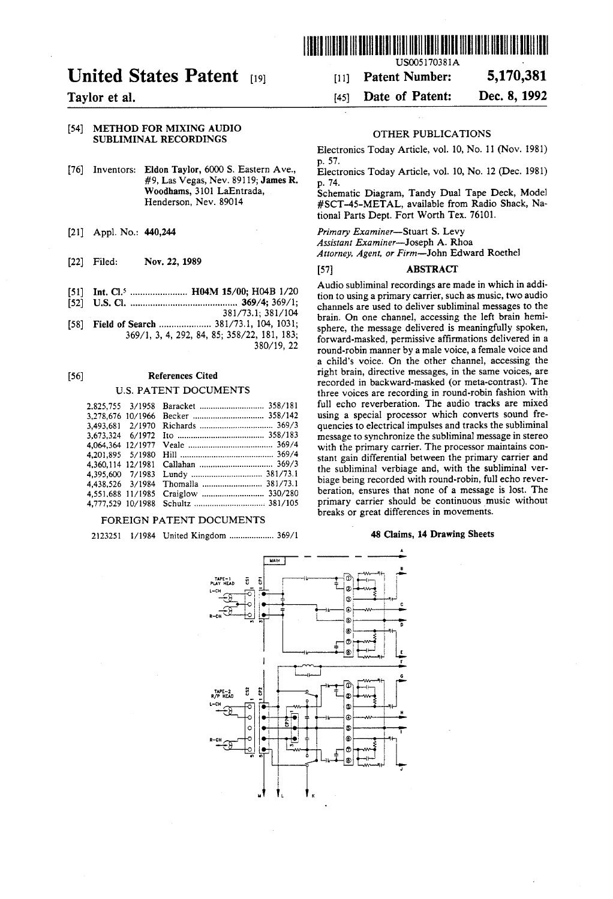US005170381A

# United States Patent [19]

**Taylor et al.**

[11] **Patent Number:** **5,170,381**

[45] **Date of Patent:** **Dec. 8, 1992**

[54] **METHOD FOR MIXING AUDIO SUBLIMINAL RECORDINGS**

[76] Inventors: **Eldon Taylor**, 6000 S. Eastern Ave., #9, Las Vegas, Nev. 89119; **James R. Woodhams**, 3101 LaEntrada, Henderson, Nev. 89014

[21] Appl. No.: **440,244**

[22] Filed: **Nov. 22, 1989**

[51] **Int. Cl.**[5] .................... **H04M 15/00**; H04B 1/20

[52] **U.S. Cl.** .................... **369/4**; 369/1; 381/73.1; 381/104

[58] **Field of Search** .................... 381/73.1, 104, 1031; 369/1, 3, 4, 292, 84, 85; 358/22, 181, 183; 380/19, 22

[56] **References Cited**

U.S. PATENT DOCUMENTS

| | | | |
|---|---|---|---|
| 2,825,755 | 3/1958 | Baracket | 358/181 |
| 3,278,676 | 10/1966 | Becker | 358/142 |
| 3,493,681 | 2/1970 | Richards | 369/3 |
| 3,673,324 | 6/1972 | Ito | 358/183 |
| 4,064,364 | 12/1977 | Veale | 369/4 |
| 4,201,895 | 5/1980 | Hill | 369/4 |
| 4,360,114 | 12/1981 | Callahan | 369/3 |
| 4,395,600 | 7/1983 | Lundy | 381/73.1 |
| 4,438,526 | 3/1984 | Thomalla | 381/73.1 |
| 4,551,688 | 11/1985 | Craiglow | 330/280 |
| 4,777,529 | 10/1988 | Schultz | 381/105 |

FOREIGN PATENT DOCUMENTS

| | | | |
|---|---|---|---|
| 2123251 | 1/1984 | United Kingdom | 369/1 |

OTHER PUBLICATIONS

Electronics Today Article, vol. 10, No. 11 (Nov. 1981) p. 57.

Electronics Today Article, vol. 10, No. 12 (Dec. 1981) p. 74.

Schematic Diagram, Tandy Dual Tape Deck, Model #SCT-45-METAL, available from Radio Shack, National Parts Dept. Fort Worth Tex. 76101.

*Primary Examiner*—Stuart S. Levy
*Assistant Examiner*—Joseph A. Rhoa
*Attorney, Agent, or Firm*—John Edward Roethel

[57] **ABSTRACT**

Audio subliminal recordings are made in which in addition to using a primary carrier, such as music, two audio channels are used to deliver subliminal messages to the brain. On one channel, accessing the left brain hemisphere, the message delivered is meaningfully spoken, forward-masked, permissive affirmations delivered in a round-robin manner by a male voice, a female voice and a child's voice. On the other channel, accessing the right brain, directive messages, in the same voices, are recorded in backward-masked (or meta-contrast). The three voices are recording in round-robin fashion with full echo reverberation. The audio tracks are mixed using a special processor which converts sound frequencies to electrical impulses and tracks the subliminal message to synchronize the subliminal message in stereo with the primary carrier. The processor maintains constant gain differential between the primary carrier and the subliminal verbiage and, with the subliminal verbiage being recorded with round-robin, full echo reverberation, ensures that none of a message is lost. The primary carrier should be continuous music without breaks or great differences in movements.

**48 Claims, 14 Drawing Sheets**

MAIN
TAPE-1 PLAY HEAD
L-CH
R-CH
CS1
CP1
TAPE-2 R/P HEAD
CS2
CP2
CP3
A B C D E F G H I J K L M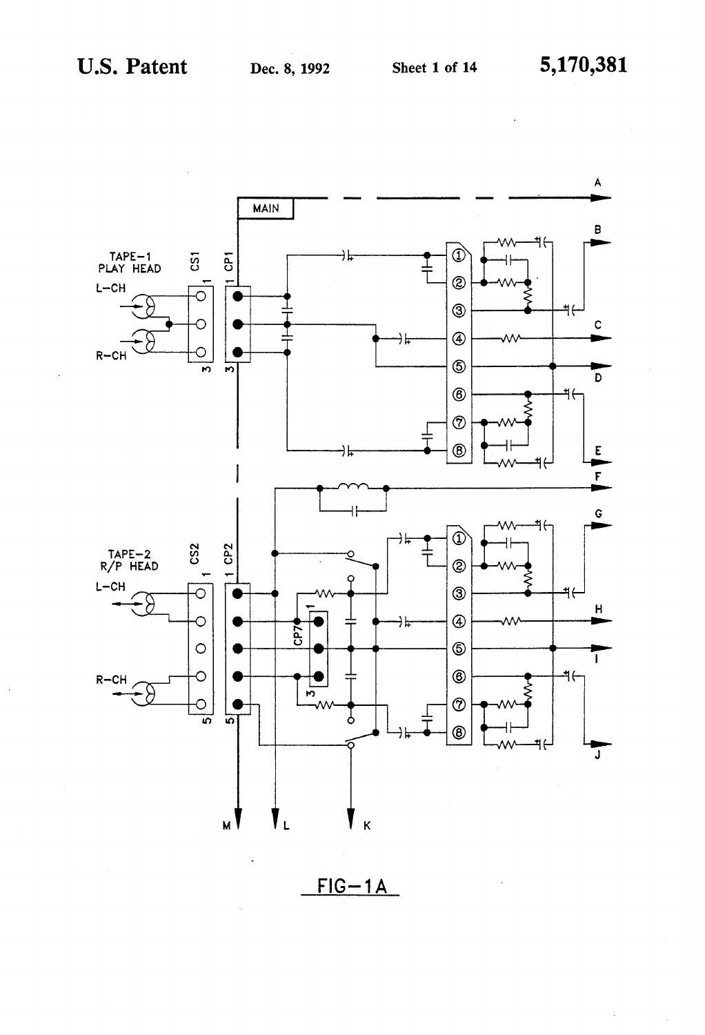FIG-1A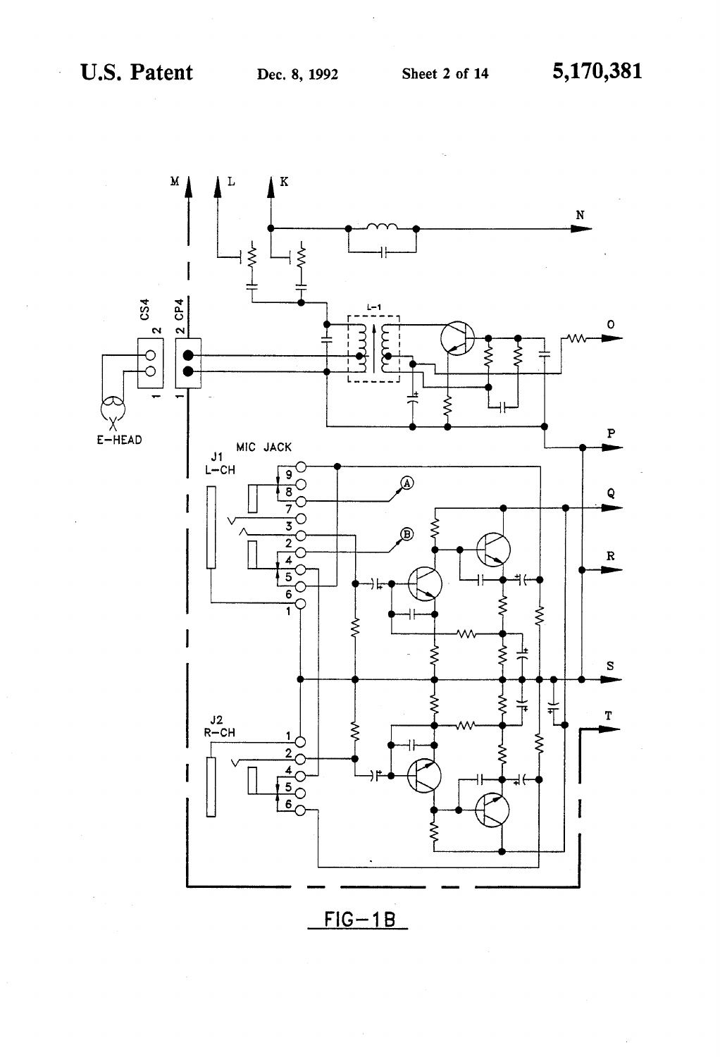M
L
K
N
O
P
Q
R
S
T
CS4
CP4
2
2
1
1
E-HEAD
L-1
J1
L-CH
MIC JACK
9
8
7
3
2
4
5
6
1
A
B
J2
R-CH
1
2
4
5
6

FIG-1B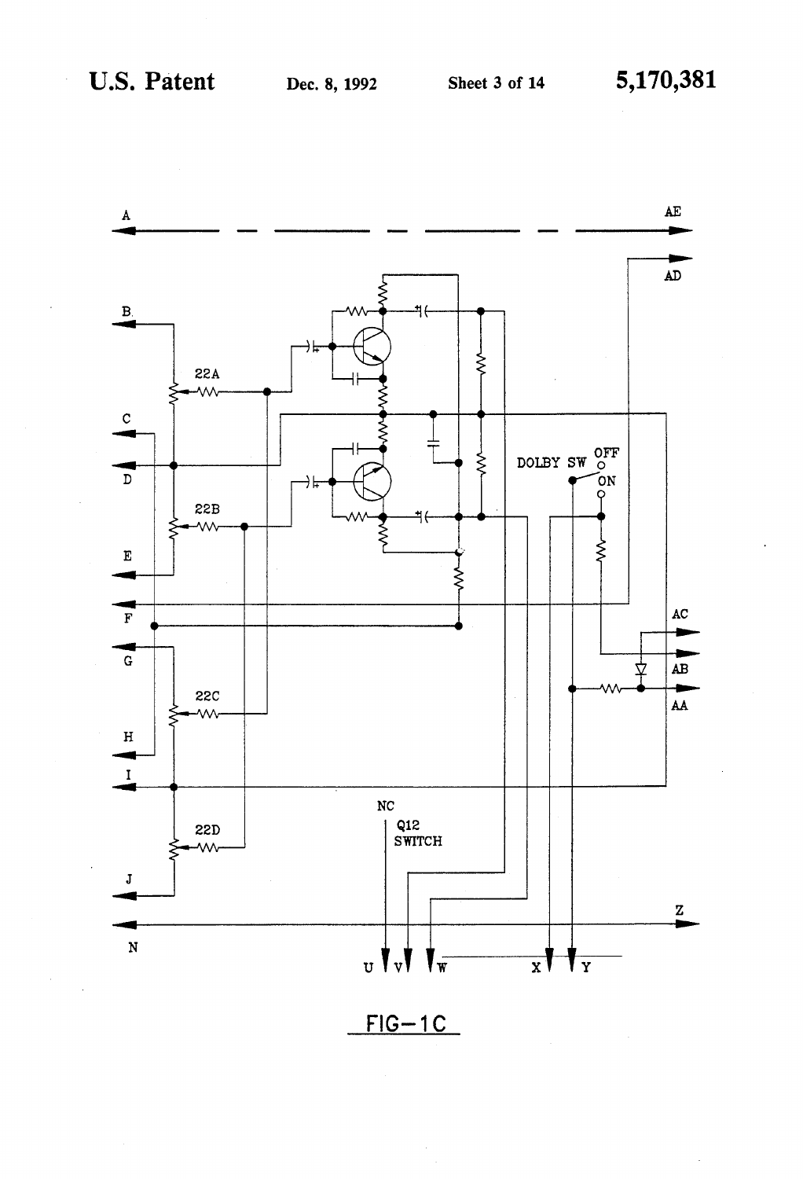FIG-1C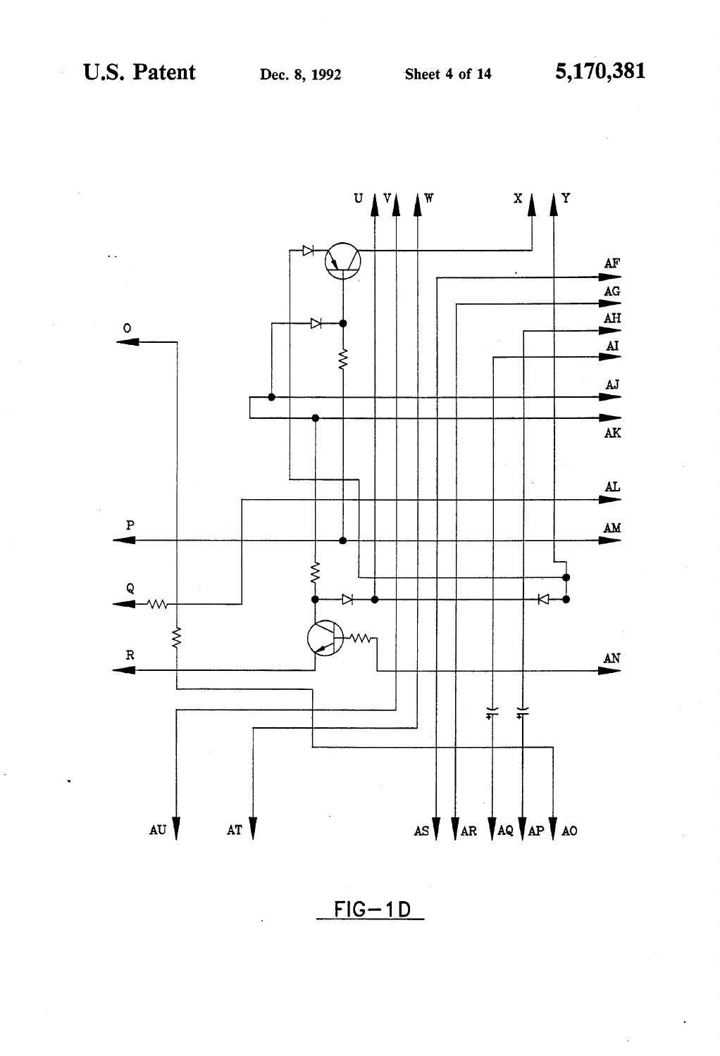U V W X Y

O

AF

AG

AH

AI

AJ

AK

AL

P

AM

Q

R

AN

AU AT AS AR AQ AP AO

FIG-1D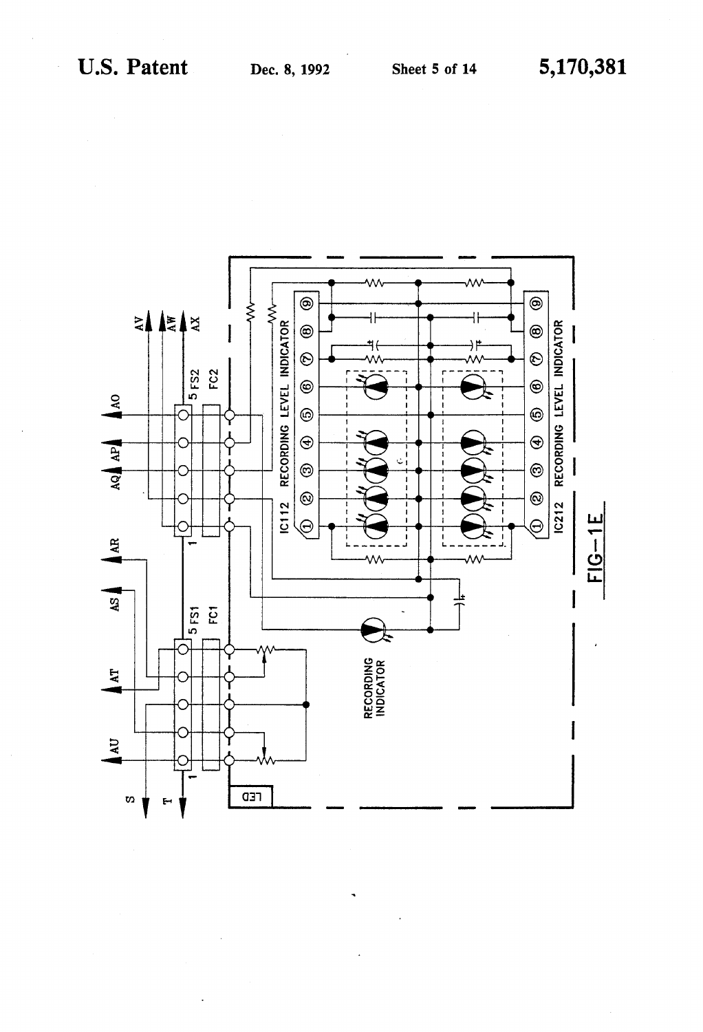AV
AW
AX
AO
AP
AQ
AR
AS
AT
AU
S
T
5 FS2
FC2
1
5 FS1
FC1
1
LED
IC112 RECORDING LEVEL INDICATOR
① ② ③ ④ ⑤ ⑥ ⑦ ⑧ ⑨
IC212 RECORDING LEVEL INDICATOR
① ② ③ ④ ⑤ ⑥ ⑦ ⑧ ⑨
RECORDING INDICATOR

FIG-1E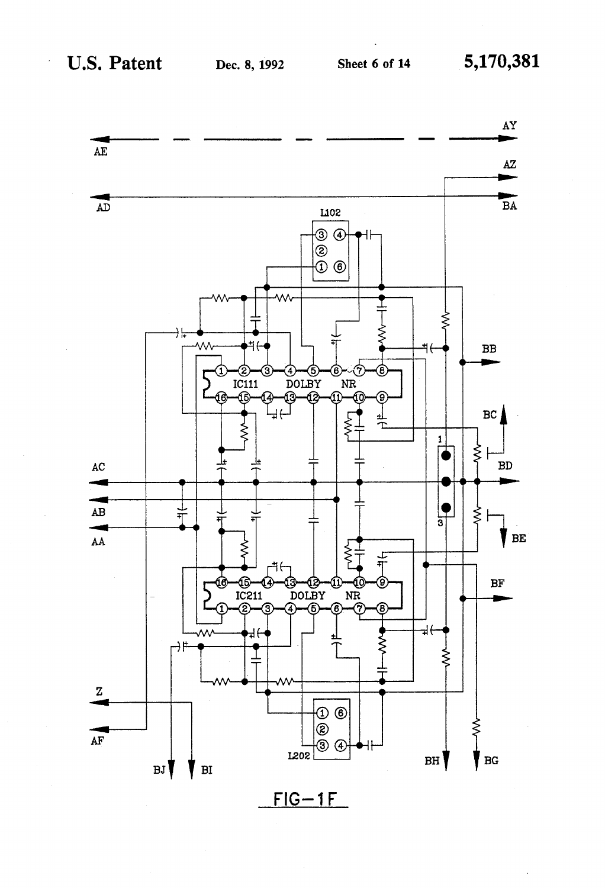FIG-1F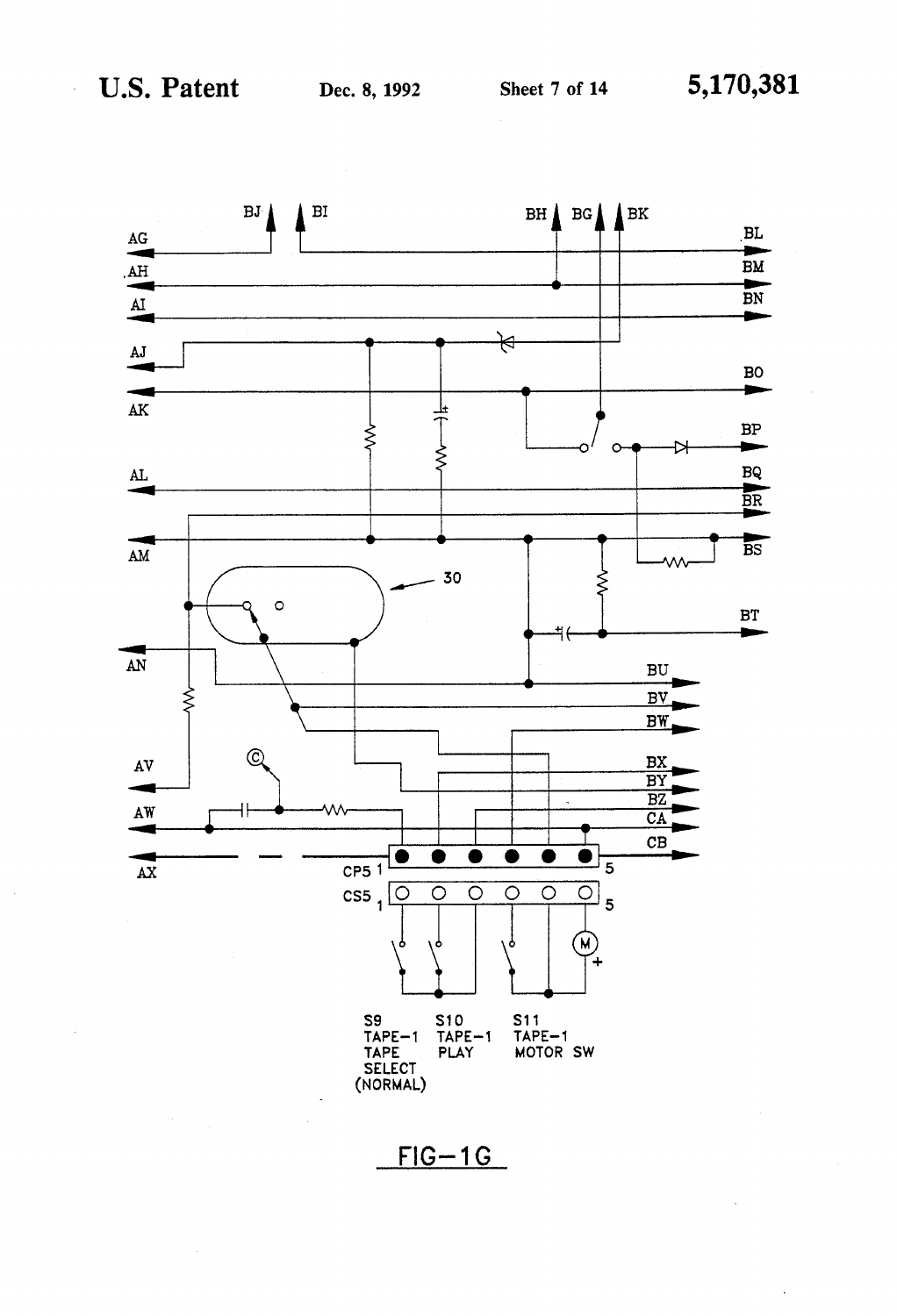AG

AH

AI

AJ

AK

AL

AM

AN

AV

AW

AX

BJ

BI

BH

BG

BK

BL

BM

BN

BO

BP

BQ

BR

BS

BT

BU

BV

BW

BX

BY

BZ

CA

CB

30

C

CP5 1

5

CS5 1

5

M

+

S9
TAPE-1
TAPE
SELECT
(NORMAL)

S10
TAPE-1
PLAY

S11
TAPE-1
MOTOR SW

FIG-1G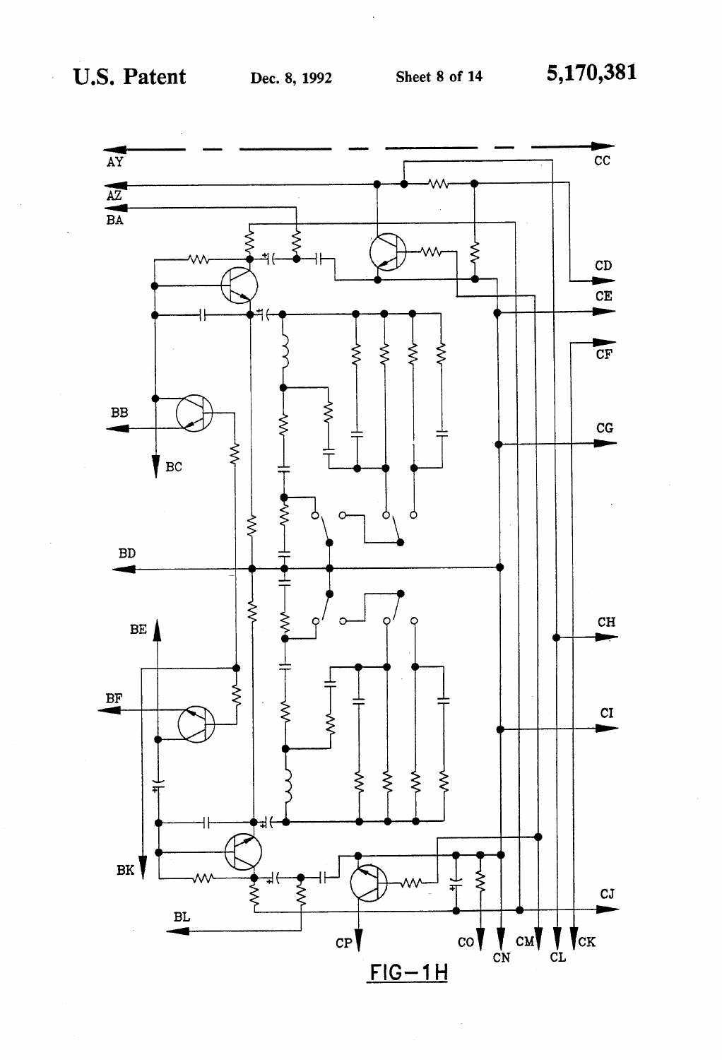AY

AZ

BA

CC

CD

CE

CF

CG

BB

BC

BD

CH

BE

BF

CI

BK

CJ

BL

CP

CO

CN

CM

CL

CK

FIG-1H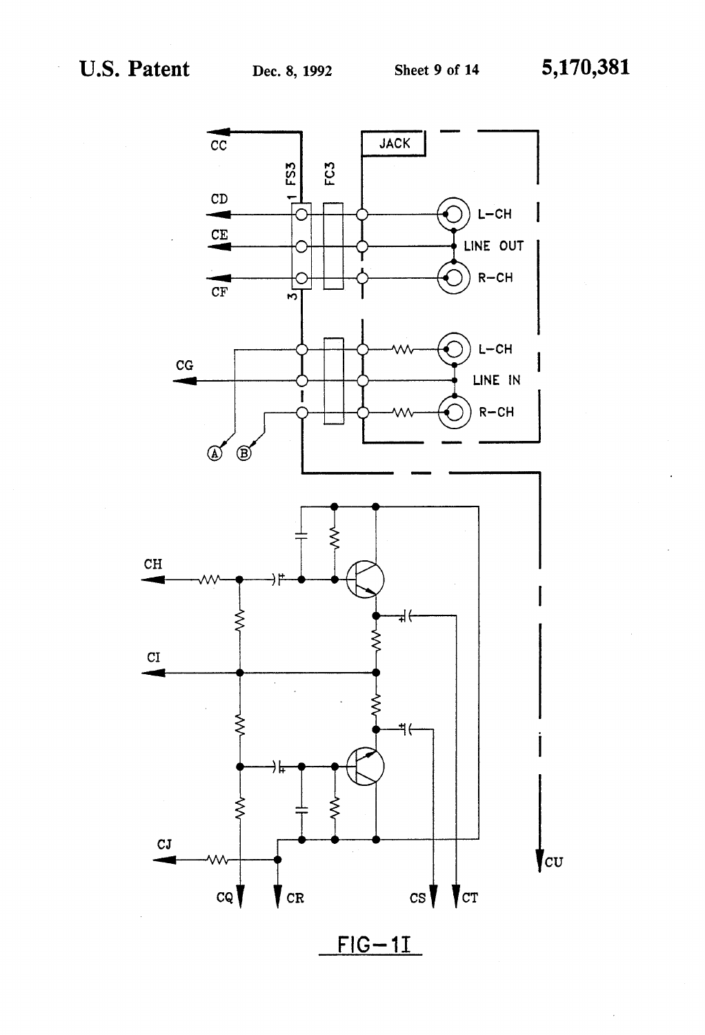CC

1 FS3

FC3

JACK

CD

CE

CF

3

L-CH

LINE OUT

R-CH

CG

L-CH

LINE IN

R-CH

A B

CH

CI

CJ

CQ CR CS CT

CU

FIG-1I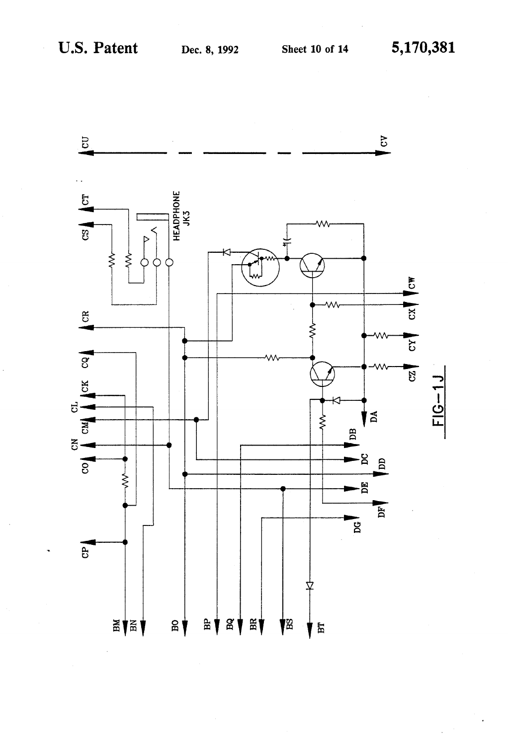CU

CV

CT

CS

HEADPHONE
JK3

CR

CQ

CK

CL

CM

CN

CO

CP

CW

CX

CY

CZ

DA

DB

DC

DD

DE

DF

DG

BM

BN

BO

BP

BQ

BR

BS

BT

FIG—1J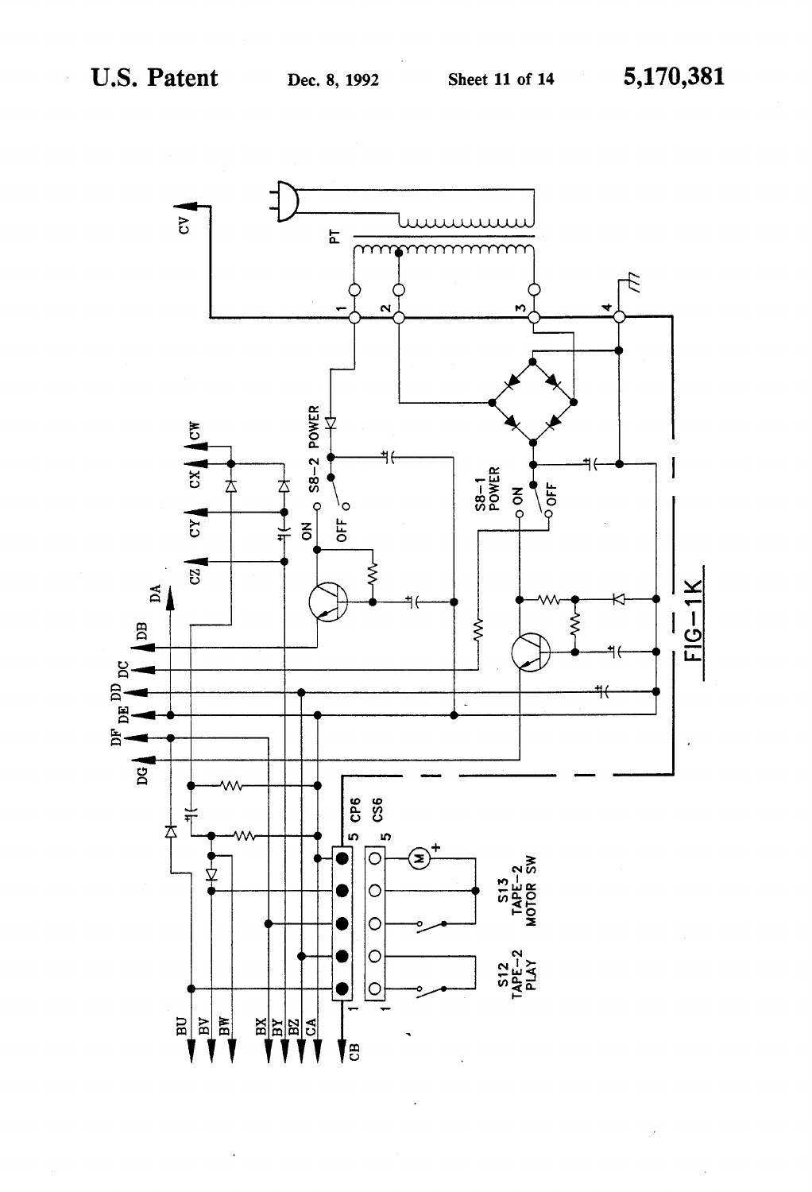CV

PT

1 2 3 4

S8-2 POWER

ON

OFF

S8-1 POWER

ON

OFF

CW CX CY CZ

DA DB DC DD DE DF DG

5 CP6

5 CS6

M

S13 TAPE-2 MOTOR SW

S12 TAPE-2 PLAY

1

1

BU BV BW BX BY BZ CA CB

FIG-1K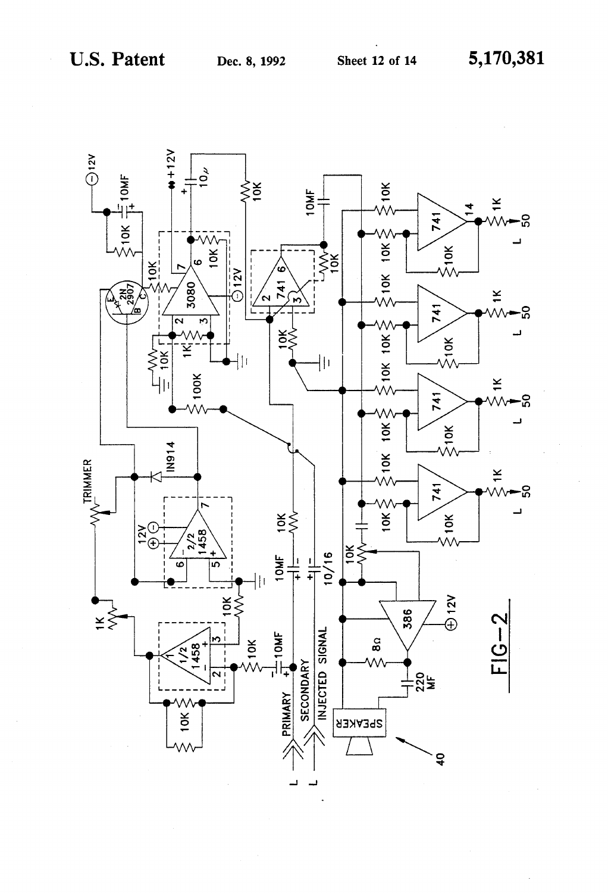FIG—2

40

SPEAKER

PRIMARY

SECONDARY

INJECTED SIGNAL

10MF

10/16

10K

1K

1/2 1458

2/2 1458

3080

741

386

2N 2907

IN914

TRIMMER

−12V

+12V

10MF

10μ

100K

8Ω

220 MF

14

L 50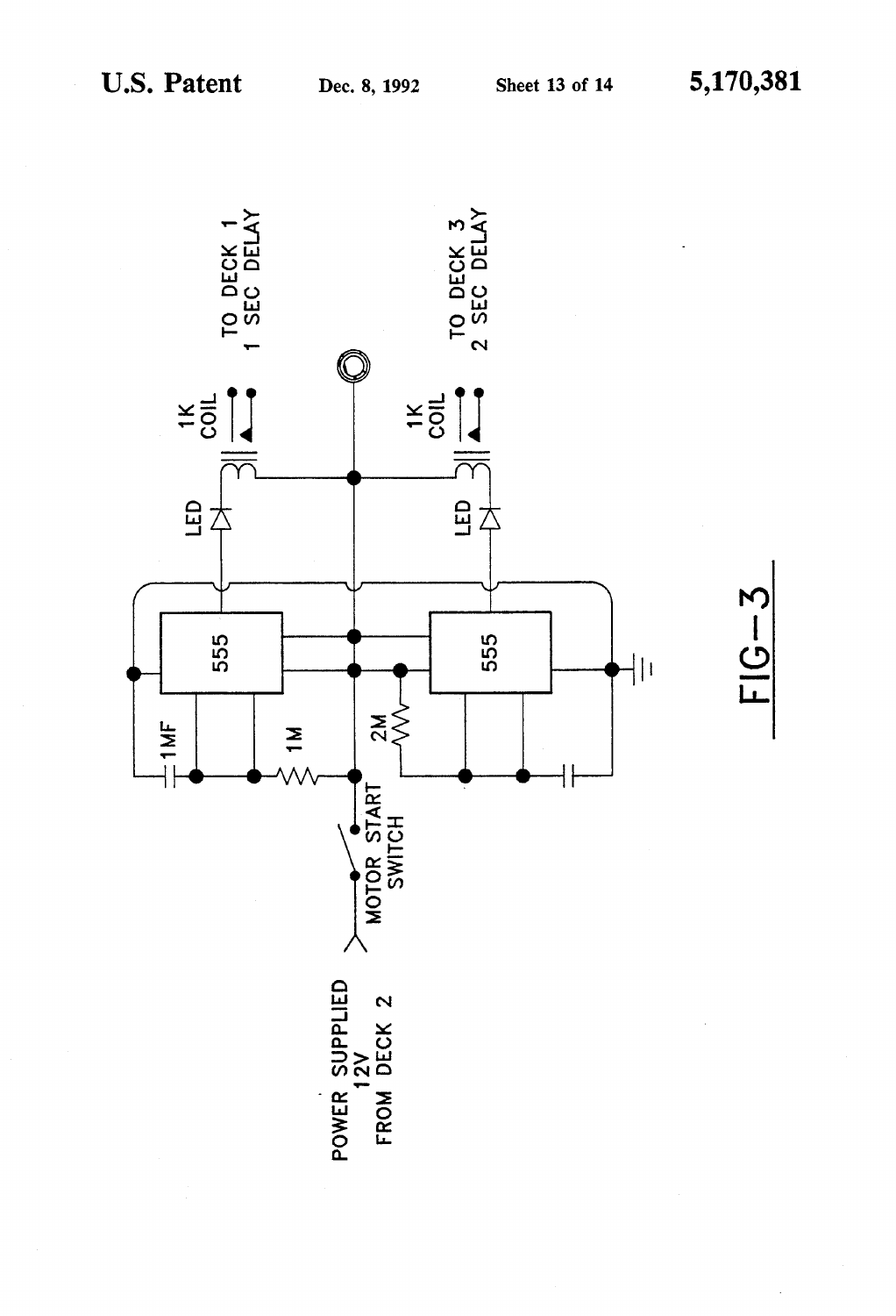TO DECK 1
1 SEC DELAY

TO DECK 3
2 SEC DELAY

1K
COIL

1K
COIL

LED

LED

555

555

1MF

1M

2M

MOTOR START
SWITCH

POWER SUPPLIED
12V
FROM DECK 2

FIG—3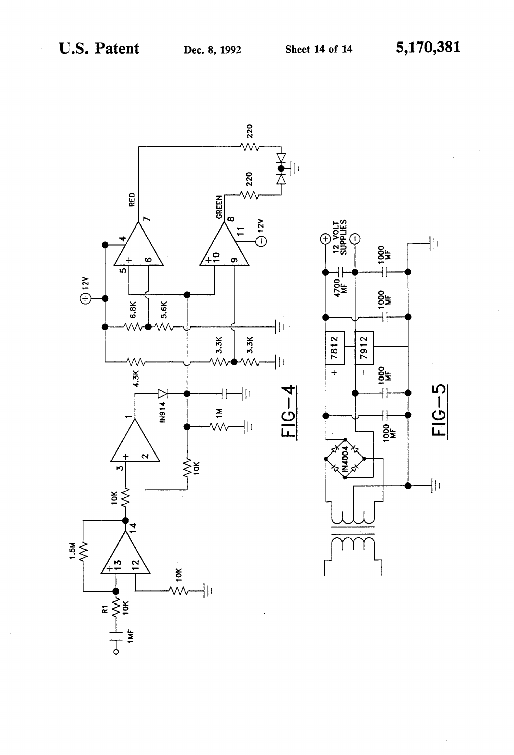R1
10K
1MF
1.5M
13
12
14
10K
10K
3
2
1
10K
IN914
1M
4.3K
6.8K
5.6K
3.3K
3.3K
12V
4
5
6
7
RED
10
9
8
11
GREEN
12V
220
220

FIG-4

IN4004
7812
7912
+
-
1000 MF
1000 MF
1000 MF
1000 MF
4700 MF
12 VOLT SUPPLIES

FIG-5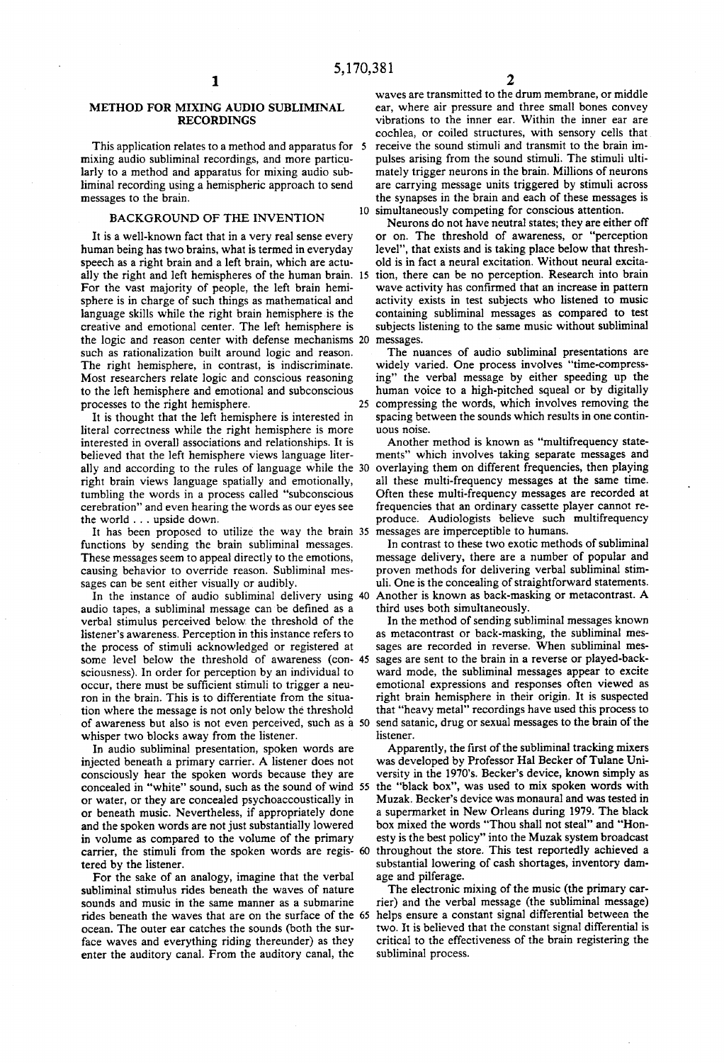## METHOD FOR MIXING AUDIO SUBLIMINAL RECORDINGS

This application relates to a method and apparatus for mixing audio subliminal recordings, and more particularly to a method and apparatus for mixing audio subliminal recording using a hemispheric approach to send messages to the brain.

### BACKGROUND OF THE INVENTION

It is a well-known fact that in a very real sense every human being has two brains, what is termed in everyday speech as a right brain and a left brain, which are actually the right and left hemispheres of the human brain. For the vast majority of people, the left brain hemisphere is in charge of such things as mathematical and language skills while the right brain hemisphere is the creative and emotional center. The left hemisphere is the logic and reason center with defense mechanisms such as rationalization built around logic and reason. The right hemisphere, in contrast, is indiscriminate. Most researchers relate logic and conscious reasoning to the left hemisphere and emotional and subconscious processes to the right hemisphere.

It is thought that the left hemisphere is interested in literal correctness while the right hemisphere is more interested in overall associations and relationships. It is believed that the left hemisphere views language literally and according to the rules of language while the right brain views language spatially and emotionally, tumbling the words in a process called "subconscious cerebration" and even hearing the words as our eyes see the world . . . upside down.

It has been proposed to utilize the way the brain functions by sending the brain subliminal messages. These messages seem to appeal directly to the emotions, causing behavior to override reason. Subliminal messages can be sent either visually or audibly.

In the instance of audio subliminal delivery using audio tapes, a subliminal message can be defined as a verbal stimulus perceived below the threshold of the listener's awareness. Perception in this instance refers to the process of stimuli acknowledged or registered at some level below the threshold of awareness (consciousness). In order for perception by an individual to occur, there must be sufficient stimuli to trigger a neuron in the brain. This is to differentiate from the situation where the message is not only below the threshold of awareness but also is not even perceived, such as a whisper two blocks away from the listener.

In audio subliminal presentation, spoken words are injected beneath a primary carrier. A listener does not consciously hear the spoken words because they are concealed in "white" sound, such as the sound of wind or water, or they are concealed psychoacoustically in or beneath music. Nevertheless, if appropriately done and the spoken words are not just substantially lowered in volume as compared to the volume of the primary carrier, the stimuli from the spoken words are registered by the listener.

For the sake of an analogy, imagine that the verbal subliminal stimulus rides beneath the waves of nature sounds and music in the same manner as a submarine rides beneath the waves that are on the surface of the ocean. The outer ear catches the sounds (both the surface waves and everything riding thereunder) as they enter the auditory canal. From the auditory canal, the waves are transmitted to the drum membrane, or middle ear, where air pressure and three small bones convey vibrations to the inner ear. Within the inner ear are cochlea, or coiled structures, with sensory cells that receive the sound stimuli and transmit to the brain impulses arising from the sound stimuli. The stimuli ultimately trigger neurons in the brain. Millions of neurons are carrying message units triggered by stimuli across the synapses in the brain and each of these messages is simultaneously competing for conscious attention.

Neurons do not have neutral states; they are either off or on. The threshold of awareness, or "perception level", that exists and is taking place below that threshold is in fact a neural excitation. Without neural excitation, there can be no perception. Research into brain wave activity has confirmed that an increase in pattern activity exists in test subjects who listened to music containing subliminal messages as compared to test subjects listening to the same music without subliminal messages.

The nuances of audio subliminal presentations are widely varied. One process involves "time-compressing" the verbal message by either speeding up the human voice to a high-pitched squeal or by digitally compressing the words, which involves removing the spacing between the sounds which results in one continuous noise.

Another method is known as "multifrequency statements" which involves taking separate messages and overlaying them on different frequencies, then playing all these multi-frequency messages at the same time. Often these multi-frequency messages are recorded at frequencies that an ordinary cassette player cannot reproduce. Audiologists believe such multifrequency messages are imperceptible to humans.

In contrast to these two exotic methods of subliminal message delivery, there are a number of popular and proven methods for delivering verbal subliminal stimuli. One is the concealing of straightforward statements. Another is known as back-masking or metacontrast. A third uses both simultaneously.

In the method of sending subliminal messages known as metacontrast or back-masking, the subliminal messages are recorded in reverse. When subliminal messages are sent to the brain in a reverse or played-backward mode, the subliminal messages appear to excite emotional expressions and responses often viewed as right brain hemisphere in their origin. It is suspected that "heavy metal" recordings have used this process to send satanic, drug or sexual messages to the brain of the listener.

Apparently, the first of the subliminal tracking mixers was developed by Professor Hal Becker of Tulane University in the 1970's. Becker's device, known simply as the "black box", was used to mix spoken words with Muzak. Becker's device was monaural and was tested in a supermarket in New Orleans during 1979. The black box mixed the words "Thou shall not steal" and "Honesty is the best policy" into the Muzak system broadcast throughout the store. This test reportedly achieved a substantial lowering of cash shortages, inventory damage and pilferage.

The electronic mixing of the music (the primary carrier) and the verbal message (the subliminal message) helps ensure a constant signal differential between the two. It is believed that the constant signal differential is critical to the effectiveness of the brain registering the subliminal process.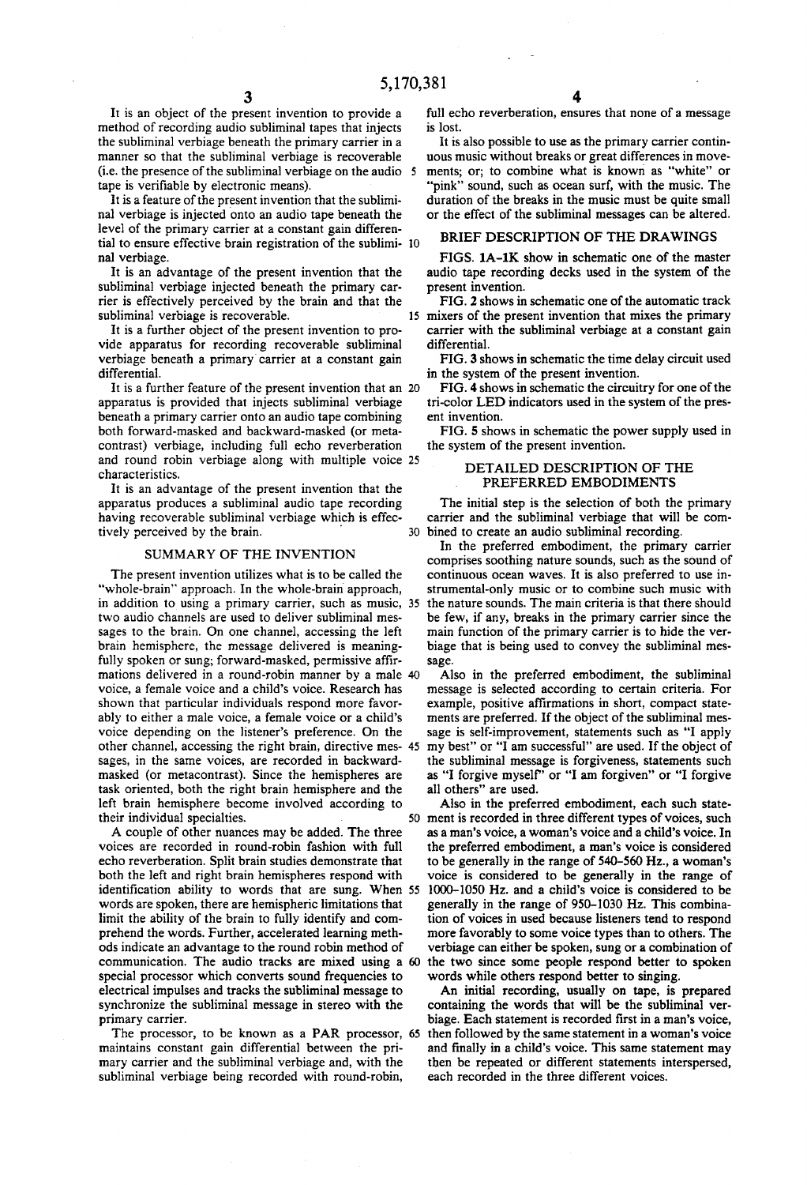It is an object of the present invention to provide a method of recording audio subliminal tapes that injects the subliminal verbiage beneath the primary carrier in a manner so that the subliminal verbiage is recoverable (i.e. the presence of the subliminal verbiage on the audio tape is verifiable by electronic means).

It is a feature of the present invention that the subliminal verbiage is injected onto an audio tape beneath the level of the primary carrier at a constant gain differential to ensure effective brain registration of the subliminal verbiage.

It is an advantage of the present invention that the subliminal verbiage injected beneath the primary carrier is effectively perceived by the brain and that the subliminal verbiage is recoverable.

It is a further object of the present invention to provide apparatus for recording recoverable subliminal verbiage beneath a primary carrier at a constant gain differential.

It is a further feature of the present invention that an apparatus is provided that injects subliminal verbiage beneath a primary carrier onto an audio tape combining both forward-masked and backward-masked (or metacontrast) verbiage, including full echo reverberation and round robin verbiage along with multiple voice characteristics.

It is an advantage of the present invention that the apparatus produces a subliminal audio tape recording having recoverable subliminal verbiage which is effectively perceived by the brain.

## SUMMARY OF THE INVENTION

The present invention utilizes what is to be called the "whole-brain" approach. In the whole-brain approach, in addition to using a primary carrier, such as music, two audio channels are used to deliver subliminal messages to the brain. On one channel, accessing the left brain hemisphere, the message delivered is meaningfully spoken or sung; forward-masked, permissive affirmations delivered in a round-robin manner by a male voice, a female voice and a child's voice. Research has shown that particular individuals respond more favorably to either a male voice, a female voice or a child's voice depending on the listener's preference. On the other channel, accessing the right brain, directive messages, in the same voices, are recorded in backward-masked (or metacontrast). Since the hemispheres are task oriented, both the right brain hemisphere and the left brain hemisphere become involved according to their individual specialties.

A couple of other nuances may be added. The three voices are recorded in round-robin fashion with full echo reverberation. Split brain studies demonstrate that both the left and right brain hemispheres respond with identification ability to words that are sung. When words are spoken, there are hemispheric limitations that limit the ability of the brain to fully identify and comprehend the words. Further, accelerated learning methods indicate an advantage to the round robin method of communication. The audio tracks are mixed using a special processor which converts sound frequencies to electrical impulses and tracks the subliminal message to synchronize the subliminal message in stereo with the primary carrier.

The processor, to be known as a PAR processor, maintains constant gain differential between the primary carrier and the subliminal verbiage and, with the subliminal verbiage being recorded with round-robin, full echo reverberation, ensures that none of a message is lost.

It is also possible to use as the primary carrier continuous music without breaks or great differences in movements; or, to combine what is known as "white" or "pink" sound, such as ocean surf, with the music. The duration of the breaks in the music must be quite small or the effect of the subliminal messages can be altered.

## BRIEF DESCRIPTION OF THE DRAWINGS

FIGS. 1A-1K show in schematic one of the master audio tape recording decks used in the system of the present invention.

FIG. 2 shows in schematic one of the automatic track mixers of the present invention that mixes the primary carrier with the subliminal verbiage at a constant gain differential.

FIG. 3 shows in schematic the time delay circuit used in the system of the present invention.

FIG. 4 shows in schematic the circuitry for one of the tri-color LED indicators used in the system of the present invention.

FIG. 5 shows in schematic the power supply used in the system of the present invention.

## DETAILED DESCRIPTION OF THE PREFERRED EMBODIMENTS

The initial step is the selection of both the primary carrier and the subliminal verbiage that will be combined to create an audio subliminal recording.

In the preferred embodiment, the primary carrier comprises soothing nature sounds, such as the sound of continuous ocean waves. It is also preferred to use instrumental-only music or to combine such music with the nature sounds. The main criteria is that there should be few, if any, breaks in the primary carrier since the main function of the primary carrier is to hide the verbiage that is being used to convey the subliminal message.

Also in the preferred embodiment, the subliminal message is selected according to certain criteria. For example, positive affirmations in short, compact statements are preferred. If the object of the subliminal message is self-improvement, statements such as "I apply my best" or "I am successful" are used. If the object of the subliminal message is forgiveness, statements such as "I forgive myself" or "I am forgiven" or "I forgive all others" are used.

Also in the preferred embodiment, each such statement is recorded in three different types of voices, such as a man's voice, a woman's voice and a child's voice. In the preferred embodiment, a man's voice is considered to be generally in the range of 540–560 Hz., a woman's voice is considered to be generally in the range of 1000–1050 Hz. and a child's voice is considered to be generally in the range of 950–1030 Hz. This combination of voices in used because listeners tend to respond more favorably to some voice types than to others. The verbiage can either be spoken, sung or a combination of the two since some people respond better to spoken words while others respond better to singing.

An initial recording, usually on tape, is prepared containing the words that will be the subliminal verbiage. Each statement is recorded first in a man's voice, then followed by the same statement in a woman's voice and finally in a child's voice. This same statement may then be repeated or different statements interspersed, each recorded in the three different voices.